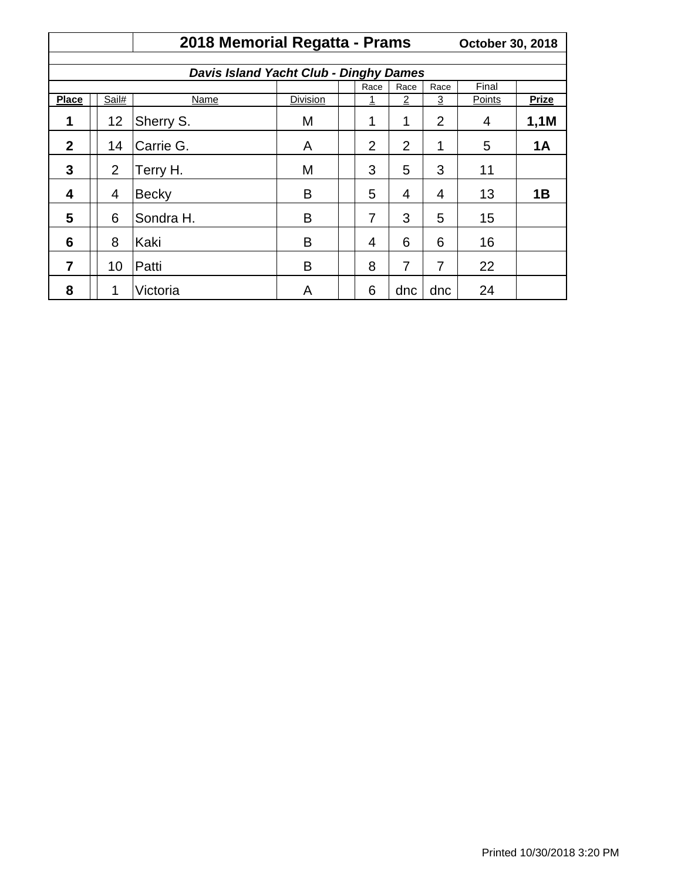# 2018 Memorial Regatta - Prams

**October 30, 2018**

***Davis Island Yacht Club - Dinghy Dames***

| Place | Sail# | Name | Division | Race 1 | Race 2 | Race 3 | Final Points | Prize |
|---|---|---|---|---|---|---|---|---|
| **1** | 12 | Sherry S. | M | 1 | 1 | 2 | 4 | **1,1M** |
| **2** | 14 | Carrie G. | A | 2 | 2 | 1 | 5 | **1A** |
| **3** | 2 | Terry H. | M | 3 | 5 | 3 | 11 | |
| **4** | 4 | Becky | B | 5 | 4 | 4 | 13 | **1B** |
| **5** | 6 | Sondra H. | B | 7 | 3 | 5 | 15 | |
| **6** | 8 | Kaki | B | 4 | 6 | 6 | 16 | |
| **7** | 10 | Patti | B | 8 | 7 | 7 | 22 | |
| **8** | 1 | Victoria | A | 6 | dnc | dnc | 24 | |

Printed 10/30/2018 3:20 PM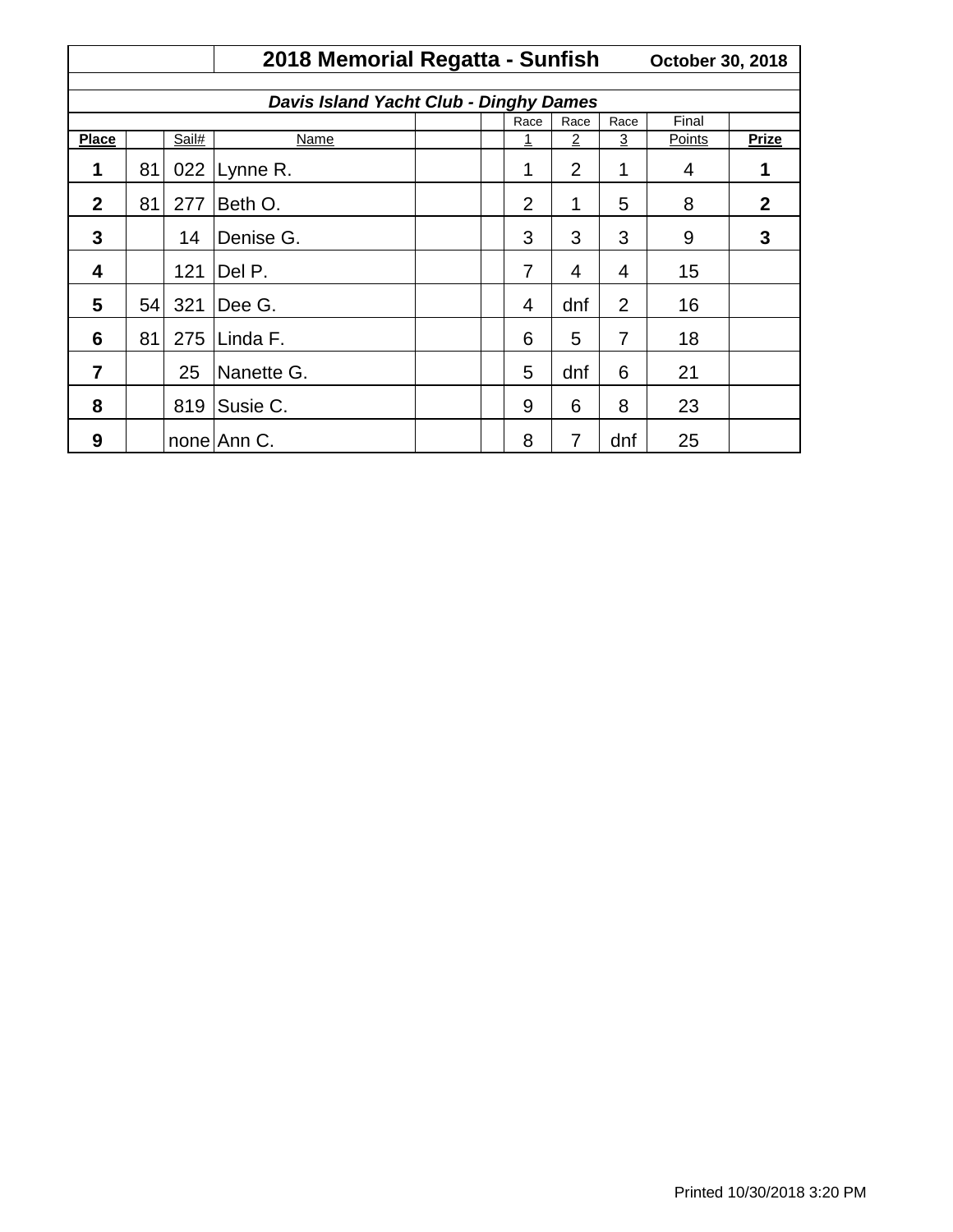## 2018 Memorial Regatta - Sunfish — October 30, 2018

### *Davis Island Yacht Club - Dinghy Dames*

| Place | | Sail# | Name | | | Race 1 | Race 2 | Race 3 | Final Points | Prize |
|---|---|---|---|---|---|---|---|---|---|---|
| **1** | 81 | 022 | Lynne R. | | | 1 | 2 | 1 | 4 | **1** |
| **2** | 81 | 277 | Beth O. | | | 2 | 1 | 5 | 8 | **2** |
| **3** | | 14 | Denise G. | | | 3 | 3 | 3 | 9 | **3** |
| **4** | | 121 | Del P. | | | 7 | 4 | 4 | 15 | |
| **5** | 54 | 321 | Dee G. | | | 4 | dnf | 2 | 16 | |
| **6** | 81 | 275 | Linda F. | | | 6 | 5 | 7 | 18 | |
| **7** | | 25 | Nanette G. | | | 5 | dnf | 6 | 21 | |
| **8** | | 819 | Susie C. | | | 9 | 6 | 8 | 23 | |
| **9** | | none | Ann C. | | | 8 | 7 | dnf | 25 | |

Printed 10/30/2018 3:20 PM